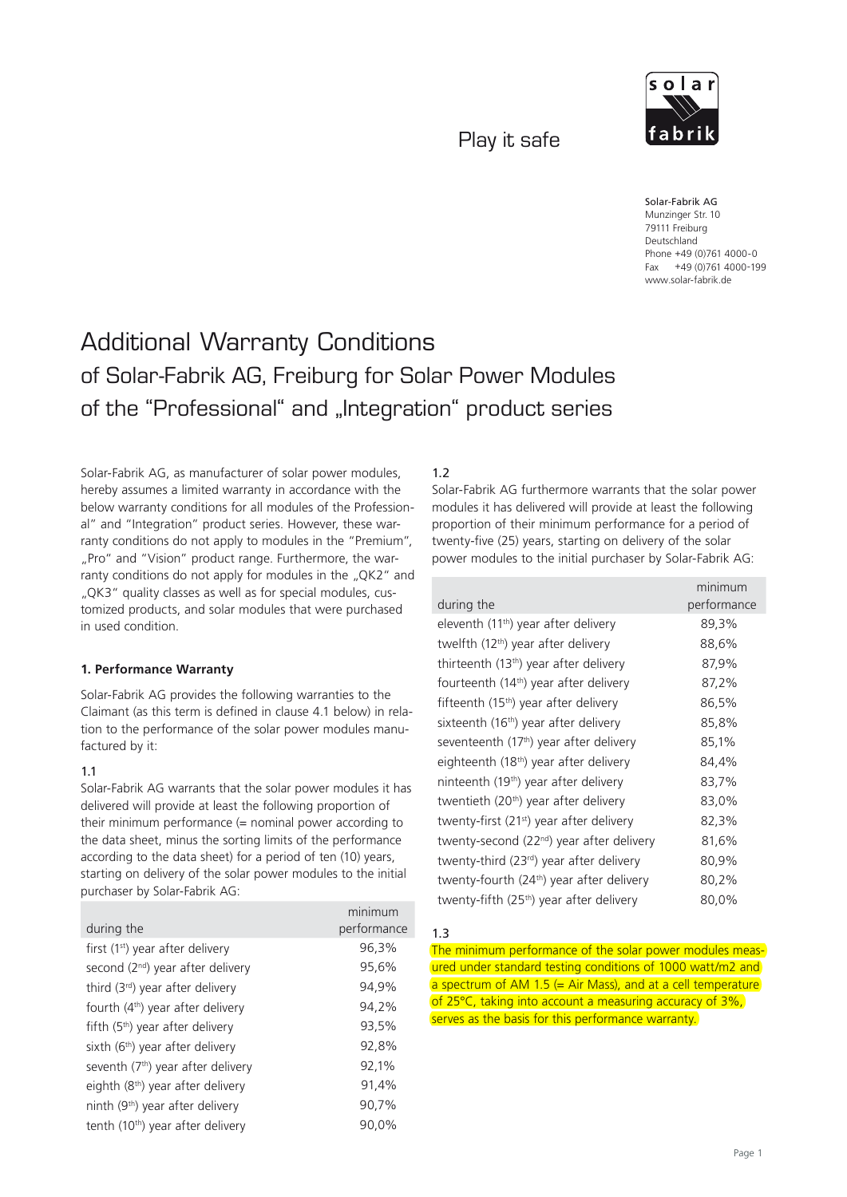Play it safe

Solar-Fabrik AG
Munzinger Str. 10
79111 Freiburg
Deutschland
Phone +49 (0)761 4000-0
Fax +49 (0)761 4000-199
www.solar-fabrik.de

# Additional Warranty Conditions

## of Solar-Fabrik AG, Freiburg for Solar Power Modules of the "Professional" and „Integration" product series

Solar-Fabrik AG, as manufacturer of solar power modules, hereby assumes a limited warranty in accordance with the below warranty conditions for all modules of the Professional" and "Integration" product series. However, these warranty conditions do not apply to modules in the "Premium", „Pro" and "Vision" product range. Furthermore, the warranty conditions do not apply for modules in the „QK2" and „QK3" quality classes as well as for special modules, customized products, and solar modules that were purchased in used condition.

**1. Performance Warranty**

Solar-Fabrik AG provides the following warranties to the Claimant (as this term is defined in clause 4.1 below) in relation to the performance of the solar power modules manufactured by it:

1.1

Solar-Fabrik AG warrants that the solar power modules it has delivered will provide at least the following proportion of their minimum performance (= nominal power according to the data sheet, minus the sorting limits of the performance according to the data sheet) for a period of ten (10) years, starting on delivery of the solar power modules to the initial purchaser by Solar-Fabrik AG:

| during the | minimum performance |
|---|---|
| first (1st) year after delivery | 96,3% |
| second (2nd) year after delivery | 95,6% |
| third (3rd) year after delivery | 94,9% |
| fourth (4th) year after delivery | 94,2% |
| fifth (5th) year after delivery | 93,5% |
| sixth (6th) year after delivery | 92,8% |
| seventh (7th) year after delivery | 92,1% |
| eighth (8th) year after delivery | 91,4% |
| ninth (9th) year after delivery | 90,7% |
| tenth (10th) year after delivery | 90,0% |

1.2

Solar-Fabrik AG furthermore warrants that the solar power modules it has delivered will provide at least the following proportion of their minimum performance for a period of twenty-five (25) years, starting on delivery of the solar power modules to the initial purchaser by Solar-Fabrik AG:

| during the | minimum performance |
|---|---|
| eleventh (11th) year after delivery | 89,3% |
| twelfth (12th) year after delivery | 88,6% |
| thirteenth (13th) year after delivery | 87,9% |
| fourteenth (14th) year after delivery | 87,2% |
| fifteenth (15th) year after delivery | 86,5% |
| sixteenth (16th) year after delivery | 85,8% |
| seventeenth (17th) year after delivery | 85,1% |
| eighteenth (18th) year after delivery | 84,4% |
| nintieth (19th) year after delivery | 83,7% |
| twentieth (20th) year after delivery | 83,0% |
| twenty-first (21st) year after delivery | 82,3% |
| twenty-second (22nd) year after delivery | 81,6% |
| twenty-third (23rd) year after delivery | 80,9% |
| twenty-fourth (24th) year after delivery | 80,2% |
| twenty-fifth (25th) year after delivery | 80,0% |

1.3

The minimum performance of the solar power modules measured under standard testing conditions of 1000 watt/m2 and a spectrum of AM 1.5 (= Air Mass), and at a cell temperature of 25°C, taking into account a measuring accuracy of 3%, serves as the basis for this performance warranty.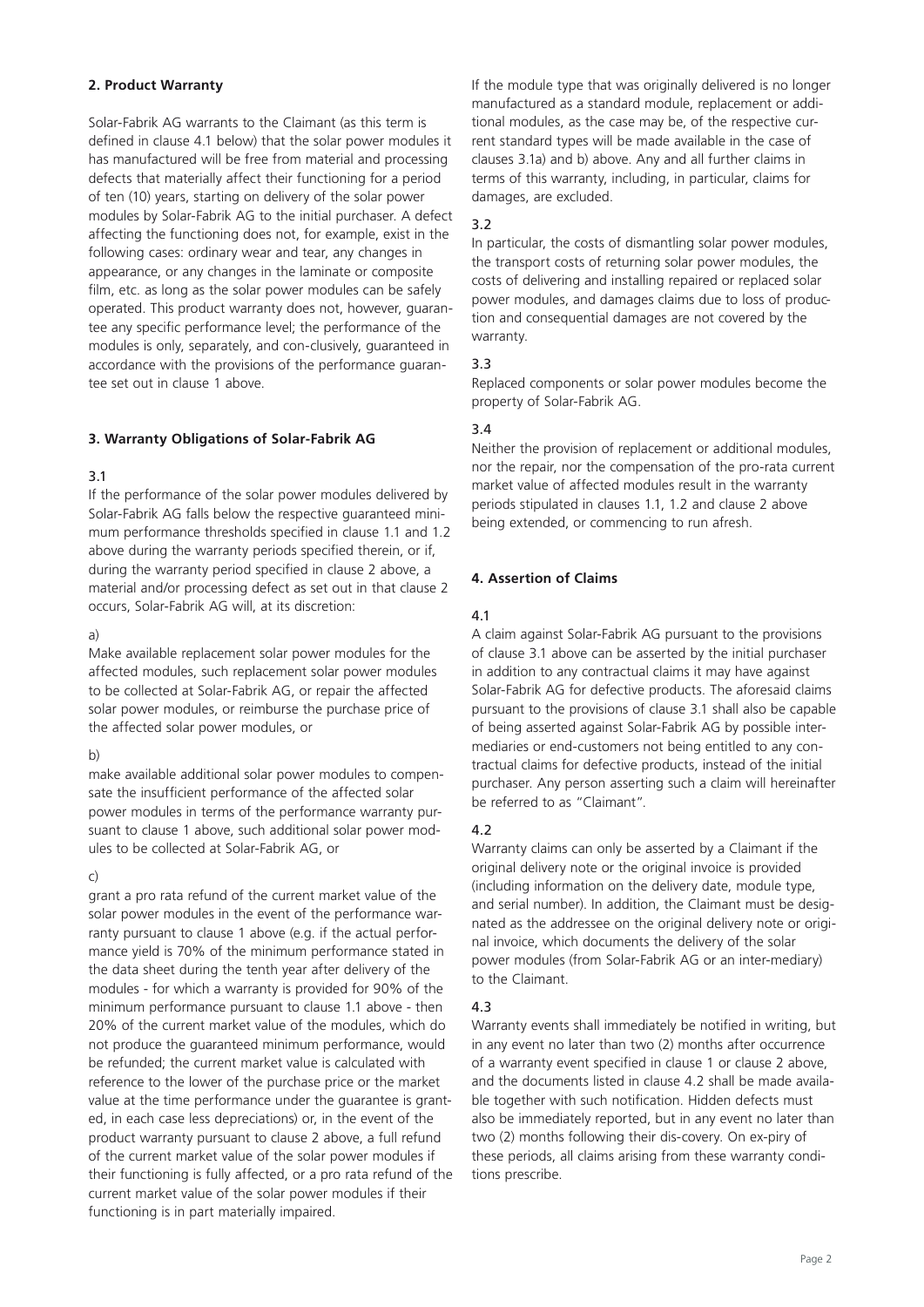**2. Product Warranty**

Solar-Fabrik AG warrants to the Claimant (as this term is defined in clause 4.1 below) that the solar power modules it has manufactured will be free from material and processing defects that materially affect their functioning for a period of ten (10) years, starting on delivery of the solar power modules by Solar-Fabrik AG to the initial purchaser. A defect affecting the functioning does not, for example, exist in the following cases: ordinary wear and tear, any changes in appearance, or any changes in the laminate or composite film, etc. as long as the solar power modules can be safely operated. This product warranty does not, however, guarantee any specific performance level; the performance of the modules is only, separately, and con-clusively, guaranteed in accordance with the provisions of the performance guarantee set out in clause 1 above.

**3. Warranty Obligations of Solar-Fabrik AG**

3.1

If the performance of the solar power modules delivered by Solar-Fabrik AG falls below the respective guaranteed minimum performance thresholds specified in clause 1.1 and 1.2 above during the warranty periods specified therein, or if, during the warranty period specified in clause 2 above, a material and/or processing defect as set out in that clause 2 occurs, Solar-Fabrik AG will, at its discretion:

a)

Make available replacement solar power modules for the affected modules, such replacement solar power modules to be collected at Solar-Fabrik AG, or repair the affected solar power modules, or reimburse the purchase price of the affected solar power modules, or

b)

make available additional solar power modules to compensate the insufficient performance of the affected solar power modules in terms of the performance warranty pursuant to clause 1 above, such additional solar power modules to be collected at Solar-Fabrik AG, or

c)

grant a pro rata refund of the current market value of the solar power modules in the event of the performance warranty pursuant to clause 1 above (e.g. if the actual performance yield is 70% of the minimum performance stated in the data sheet during the tenth year after delivery of the modules - for which a warranty is provided for 90% of the minimum performance pursuant to clause 1.1 above - then 20% of the current market value of the modules, which do not produce the guaranteed minimum performance, would be refunded; the current market value is calculated with reference to the lower of the purchase price or the market value at the time performance under the guarantee is granted, in each case less depreciations) or, in the event of the product warranty pursuant to clause 2 above, a full refund of the current market value of the solar power modules if their functioning is fully affected, or a pro rata refund of the current market value of the solar power modules if their functioning is in part materially impaired.

If the module type that was originally delivered is no longer manufactured as a standard module, replacement or additional modules, as the case may be, of the respective current standard types will be made available in the case of clauses 3.1a) and b) above. Any and all further claims in terms of this warranty, including, in particular, claims for damages, are excluded.

3.2

In particular, the costs of dismantling solar power modules, the transport costs of returning solar power modules, the costs of delivering and installing repaired or replaced solar power modules, and damages claims due to loss of production and consequential damages are not covered by the warranty.

3.3

Replaced components or solar power modules become the property of Solar-Fabrik AG.

3.4

Neither the provision of replacement or additional modules, nor the repair, nor the compensation of the pro-rata current market value of affected modules result in the warranty periods stipulated in clauses 1.1, 1.2 and clause 2 above being extended, or commencing to run afresh.

**4. Assertion of Claims**

4.1

A claim against Solar-Fabrik AG pursuant to the provisions of clause 3.1 above can be asserted by the initial purchaser in addition to any contractual claims it may have against Solar-Fabrik AG for defective products. The aforesaid claims pursuant to the provisions of clause 3.1 shall also be capable of being asserted against Solar-Fabrik AG by possible intermediaries or end-customers not being entitled to any contractual claims for defective products, instead of the initial purchaser. Any person asserting such a claim will hereinafter be referred to as "Claimant".

4.2

Warranty claims can only be asserted by a Claimant if the original delivery note or the original invoice is provided (including information on the delivery date, module type, and serial number). In addition, the Claimant must be designated as the addressee on the original delivery note or original invoice, which documents the delivery of the solar power modules (from Solar-Fabrik AG or an inter-mediary) to the Claimant.

4.3

Warranty events shall immediately be notified in writing, but in any event no later than two (2) months after occurrence of a warranty event specified in clause 1 or clause 2 above, and the documents listed in clause 4.2 shall be made available together with such notification. Hidden defects must also be immediately reported, but in any event no later than two (2) months following their dis-covery. On ex-piry of these periods, all claims arising from these warranty conditions prescribe.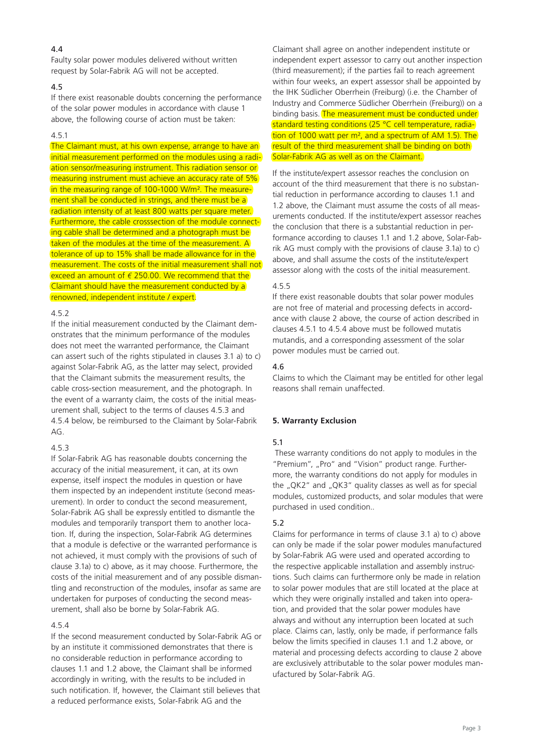4.4

Faulty solar power modules delivered without written request by Solar-Fabrik AG will not be accepted.

4.5

If there exist reasonable doubts concerning the performance of the solar power modules in accordance with clause 1 above, the following course of action must be taken:

4.5.1

The Claimant must, at his own expense, arrange to have an initial measurement performed on the modules using a radiation sensor/measuring instrument. This radiation sensor or measuring instrument must achieve an accuracy rate of 5% in the measuring range of 100-1000 W/m². The measurement shall be conducted in strings, and there must be a radiation intensity of at least 800 watts per square meter. Furthermore, the cable crosssection of the module connecting cable shall be determined and a photograph must be taken of the modules at the time of the measurement. A tolerance of up to 15% shall be made allowance for in the measurement. The costs of the initial measurement shall not exceed an amount of € 250.00. We recommend that the Claimant should have the measurement conducted by a renowned, independent institute / expert.

4.5.2

If the initial measurement conducted by the Claimant demonstrates that the minimum performance of the modules does not meet the warranted performance, the Claimant can assert such of the rights stipulated in clauses 3.1 a) to c) against Solar-Fabrik AG, as the latter may select, provided that the Claimant submits the measurement results, the cable cross-section measurement, and the photograph. In the event of a warranty claim, the costs of the initial measurement shall, subject to the terms of clauses 4.5.3 and 4.5.4 below, be reimbursed to the Claimant by Solar-Fabrik AG.

4.5.3

If Solar-Fabrik AG has reasonable doubts concerning the accuracy of the initial measurement, it can, at its own expense, itself inspect the modules in question or have them inspected by an independent institute (second measurement). In order to conduct the second measurement, Solar-Fabrik AG shall be expressly entitled to dismantle the modules and temporarily transport them to another location. If, during the inspection, Solar-Fabrik AG determines that a module is defective or the warranted performance is not achieved, it must comply with the provisions of such of clause 3.1a) to c) above, as it may choose. Furthermore, the costs of the initial measurement and of any possible dismantling and reconstruction of the modules, insofar as same are undertaken for purposes of conducting the second measurement, shall also be borne by Solar-Fabrik AG.

4.5.4

If the second measurement conducted by Solar-Fabrik AG or by an institute it commissioned demonstrates that there is no considerable reduction in performance according to clauses 1.1 and 1.2 above, the Claimant shall be informed accordingly in writing, with the results to be included in such notification. If, however, the Claimant still believes that a reduced performance exists, Solar-Fabrik AG and the Claimant shall agree on another independent institute or independent expert assessor to carry out another inspection (third measurement); if the parties fail to reach agreement within four weeks, an expert assessor shall be appointed by the IHK Südlicher Oberrhein (Freiburg) (i.e. the Chamber of Industry and Commerce Südlicher Oberrhein (Freiburg)) on a binding basis. The measurement must be conducted under standard testing conditions (25 °C cell temperature, radiation of 1000 watt per m², and a spectrum of AM 1.5). The result of the third measurement shall be binding on both Solar-Fabrik AG as well as on the Claimant.

If the institute/expert assessor reaches the conclusion on account of the third measurement that there is no substantial reduction in performance according to clauses 1.1 and 1.2 above, the Claimant must assume the costs of all measurements conducted. If the institute/expert assessor reaches the conclusion that there is a substantial reduction in performance according to clauses 1.1 and 1.2 above, Solar-Fabrik AG must comply with the provisions of clause 3.1a) to c) above, and shall assume the costs of the institute/expert assessor along with the costs of the initial measurement.

4.5.5

If there exist reasonable doubts that solar power modules are not free of material and processing defects in accordance with clause 2 above, the course of action described in clauses 4.5.1 to 4.5.4 above must be followed mutatis mutandis, and a corresponding assessment of the solar power modules must be carried out.

4.6

Claims to which the Claimant may be entitled for other legal reasons shall remain unaffected.

**5. Warranty Exclusion**

5.1

These warranty conditions do not apply to modules in the "Premium", „Pro" and "Vision" product range. Furthermore, the warranty conditions do not apply for modules in the „QK2" and „QK3" quality classes as well as for special modules, customized products, and solar modules that were purchased in used condition..

5.2

Claims for performance in terms of clause 3.1 a) to c) above can only be made if the solar power modules manufactured by Solar-Fabrik AG were used and operated according to the respective applicable installation and assembly instructions. Such claims can furthermore only be made in relation to solar power modules that are still located at the place at which they were originally installed and taken into operation, and provided that the solar power modules have always and without any interruption been located at such place. Claims can, lastly, only be made, if performance falls below the limits specified in clauses 1.1 and 1.2 above, or material and processing defects according to clause 2 above are exclusively attributable to the solar power modules manufactured by Solar-Fabrik AG.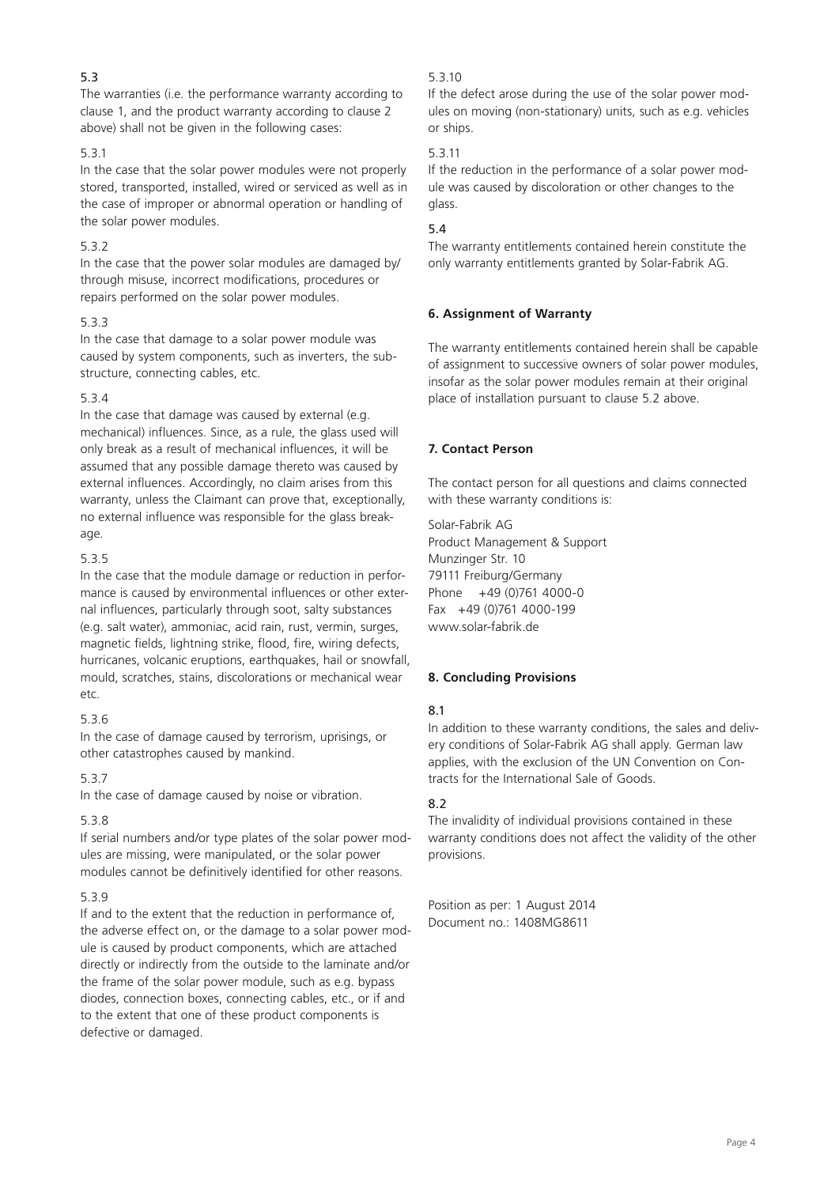5.3

The warranties (i.e. the performance warranty according to clause 1, and the product warranty according to clause 2 above) shall not be given in the following cases:

5.3.1

In the case that the solar power modules were not properly stored, transported, installed, wired or serviced as well as in the case of improper or abnormal operation or handling of the solar power modules.

5.3.2

In the case that the power solar modules are damaged by/through misuse, incorrect modifications, procedures or repairs performed on the solar power modules.

5.3.3

In the case that damage to a solar power module was caused by system components, such as inverters, the substructure, connecting cables, etc.

5.3.4

In the case that damage was caused by external (e.g. mechanical) influences. Since, as a rule, the glass used will only break as a result of mechanical influences, it will be assumed that any possible damage thereto was caused by external influences. Accordingly, no claim arises from this warranty, unless the Claimant can prove that, exceptionally, no external influence was responsible for the glass breakage.

5.3.5

In the case that the module damage or reduction in performance is caused by environmental influences or other external influences, particularly through soot, salty substances (e.g. salt water), ammoniac, acid rain, rust, vermin, surges, magnetic fields, lightning strike, flood, fire, wiring defects, hurricanes, volcanic eruptions, earthquakes, hail or snowfall, mould, scratches, stains, discolorations or mechanical wear etc.

5.3.6

In the case of damage caused by terrorism, uprisings, or other catastrophes caused by mankind.

5.3.7

In the case of damage caused by noise or vibration.

5.3.8

If serial numbers and/or type plates of the solar power modules are missing, were manipulated, or the solar power modules cannot be definitively identified for other reasons.

5.3.9

If and to the extent that the reduction in performance of, the adverse effect on, or the damage to a solar power module is caused by product components, which are attached directly or indirectly from the outside to the laminate and/or the frame of the solar power module, such as e.g. bypass diodes, connection boxes, connecting cables, etc., or if and to the extent that one of these product components is defective or damaged.

5.3.10

If the defect arose during the use of the solar power modules on moving (non-stationary) units, such as e.g. vehicles or ships.

5.3.11

If the reduction in the performance of a solar power module was caused by discoloration or other changes to the glass.

5.4

The warranty entitlements contained herein constitute the only warranty entitlements granted by Solar-Fabrik AG.

## 6. Assignment of Warranty

The warranty entitlements contained herein shall be capable of assignment to successive owners of solar power modules, insofar as the solar power modules remain at their original place of installation pursuant to clause 5.2 above.

## 7. Contact Person

The contact person for all questions and claims connected with these warranty conditions is:

Solar-Fabrik AG
Product Management & Support
Munzinger Str. 10
79111 Freiburg/Germany
Phone +49 (0)761 4000-0
Fax +49 (0)761 4000-199
www.solar-fabrik.de

## 8. Concluding Provisions

8.1

In addition to these warranty conditions, the sales and delivery conditions of Solar-Fabrik AG shall apply. German law applies, with the exclusion of the UN Convention on Contracts for the International Sale of Goods.

8.2

The invalidity of individual provisions contained in these warranty conditions does not affect the validity of the other provisions.

Position as per: 1 August 2014
Document no.: 1408MG8611